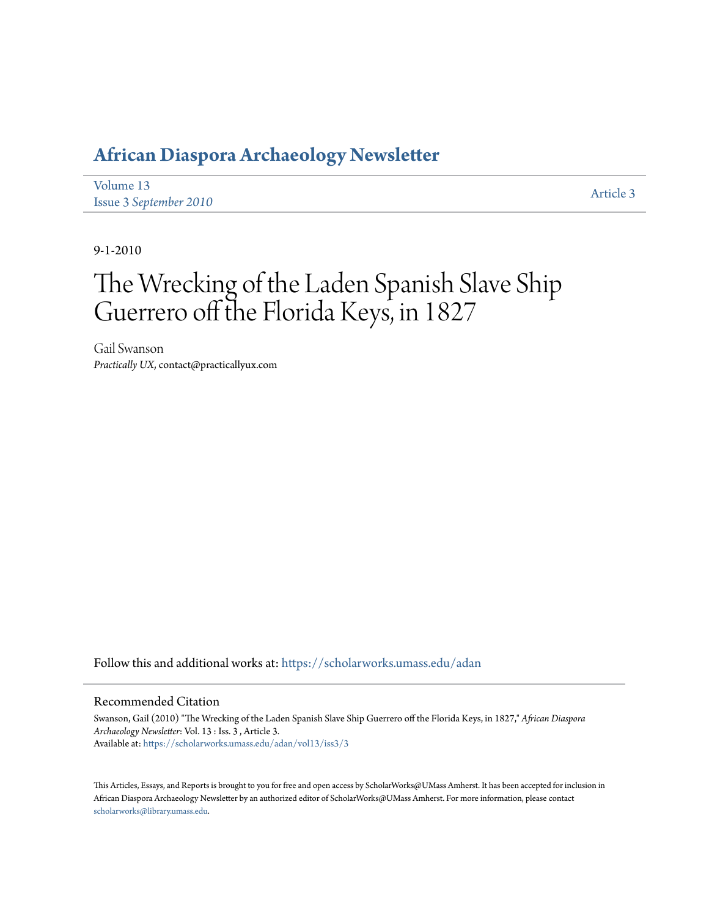# African Diaspora Archaeology Newsletter

Volume 13
Issue 3 *September 2010*

Article 3

9-1-2010

# The Wrecking of the Laden Spanish Slave Ship Guerrero off the Florida Keys, in 1827

Gail Swanson
*Practically UX*, contact@practicallyux.com

Follow this and additional works at: https://scholarworks.umass.edu/adan

## Recommended Citation

Swanson, Gail (2010) "The Wrecking of the Laden Spanish Slave Ship Guerrero off the Florida Keys, in 1827," *African Diaspora Archaeology Newsletter*: Vol. 13 : Iss. 3 , Article 3.
Available at: https://scholarworks.umass.edu/adan/vol13/iss3/3

This Articles, Essays, and Reports is brought to you for free and open access by ScholarWorks@UMass Amherst. It has been accepted for inclusion in African Diaspora Archaeology Newsletter by an authorized editor of ScholarWorks@UMass Amherst. For more information, please contact scholarworks@library.umass.edu.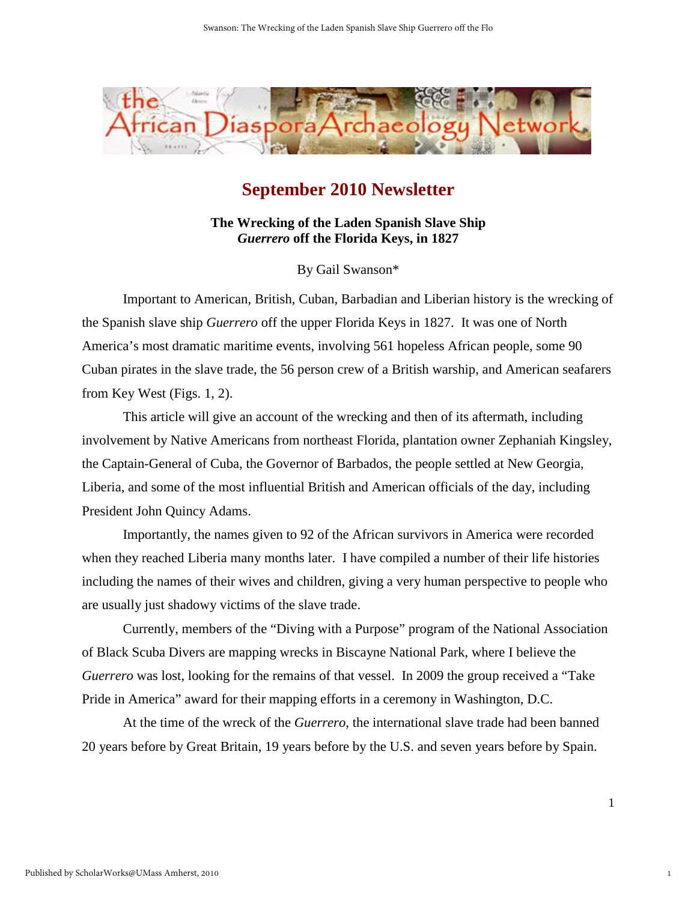# September 2010 Newsletter

## The Wrecking of the Laden Spanish Slave Ship *Guerrero* off the Florida Keys, in 1827

By Gail Swanson*

Important to American, British, Cuban, Barbadian and Liberian history is the wrecking of the Spanish slave ship *Guerrero* off the upper Florida Keys in 1827. It was one of North America's most dramatic maritime events, involving 561 hopeless African people, some 90 Cuban pirates in the slave trade, the 56 person crew of a British warship, and American seafarers from Key West (Figs. 1, 2).

This article will give an account of the wrecking and then of its aftermath, including involvement by Native Americans from northeast Florida, plantation owner Zephaniah Kingsley, the Captain-General of Cuba, the Governor of Barbados, the people settled at New Georgia, Liberia, and some of the most influential British and American officials of the day, including President John Quincy Adams.

Importantly, the names given to 92 of the African survivors in America were recorded when they reached Liberia many months later. I have compiled a number of their life histories including the names of their wives and children, giving a very human perspective to people who are usually just shadowy victims of the slave trade.

Currently, members of the "Diving with a Purpose" program of the National Association of Black Scuba Divers are mapping wrecks in Biscayne National Park, where I believe the *Guerrero* was lost, looking for the remains of that vessel. In 2009 the group received a "Take Pride in America" award for their mapping efforts in a ceremony in Washington, D.C.

At the time of the wreck of the *Guerrero*, the international slave trade had been banned 20 years before by Great Britain, 19 years before by the U.S. and seven years before by Spain.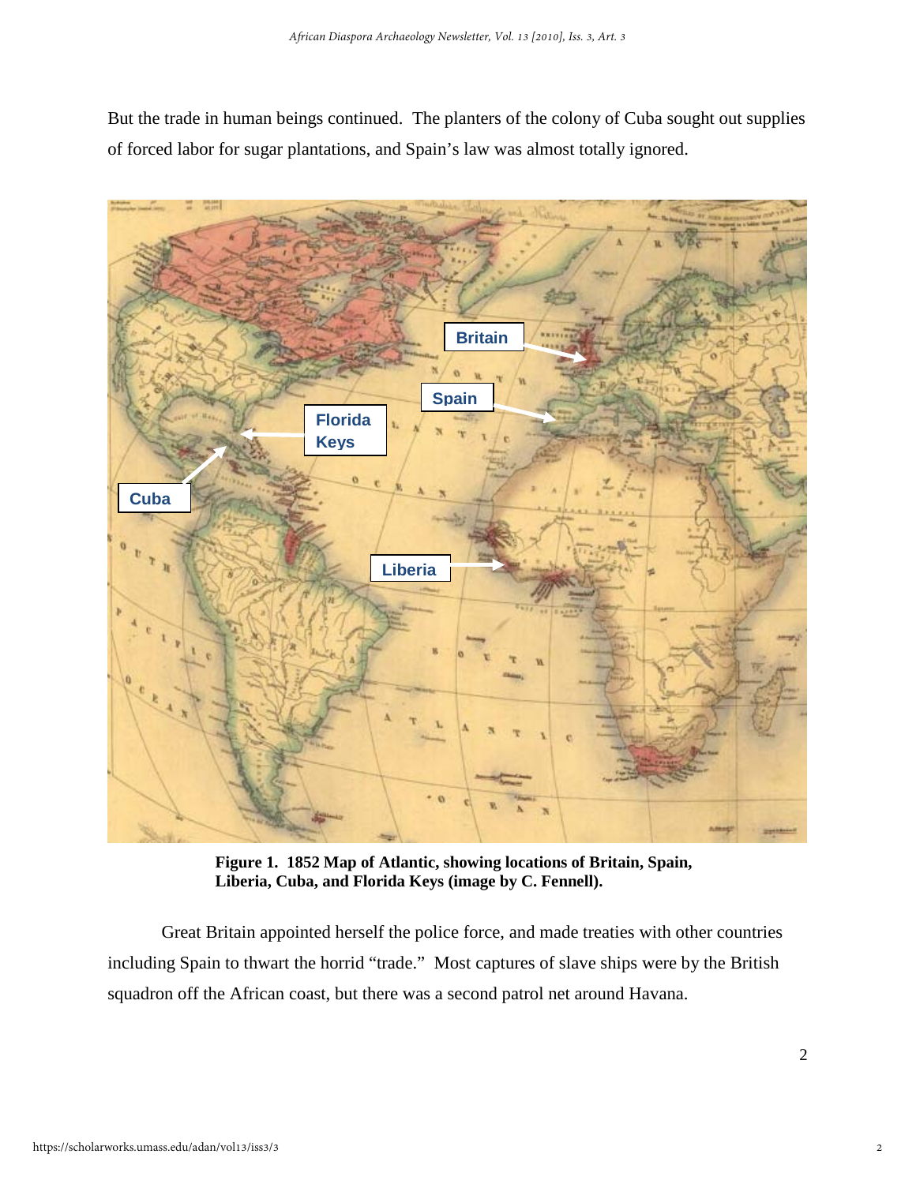But the trade in human beings continued. The planters of the colony of Cuba sought out supplies of forced labor for sugar plantations, and Spain's law was almost totally ignored.

**Figure 1. 1852 Map of Atlantic, showing locations of Britain, Spain, Liberia, Cuba, and Florida Keys (image by C. Fennell).**

Great Britain appointed herself the police force, and made treaties with other countries including Spain to thwart the horrid "trade." Most captures of slave ships were by the British squadron off the African coast, but there was a second patrol net around Havana.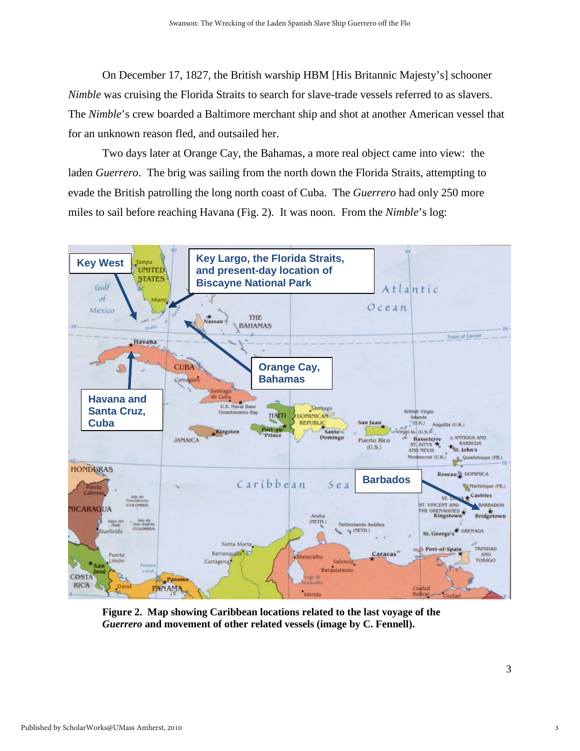On December 17, 1827, the British warship HBM [His Britannic Majesty's] schooner *Nimble* was cruising the Florida Straits to search for slave-trade vessels referred to as slavers. The *Nimble*'s crew boarded a Baltimore merchant ship and shot at another American vessel that for an unknown reason fled, and outsailed her.

Two days later at Orange Cay, the Bahamas, a more real object came into view: the laden *Guerrero*. The brig was sailing from the north down the Florida Straits, attempting to evade the British patrolling the long north coast of Cuba. The *Guerrero* had only 250 more miles to sail before reaching Havana (Fig. 2). It was noon. From the *Nimble*'s log:

**Figure 2. Map showing Caribbean locations related to the last voyage of the *Guerrero* and movement of other related vessels (image by C. Fennell).**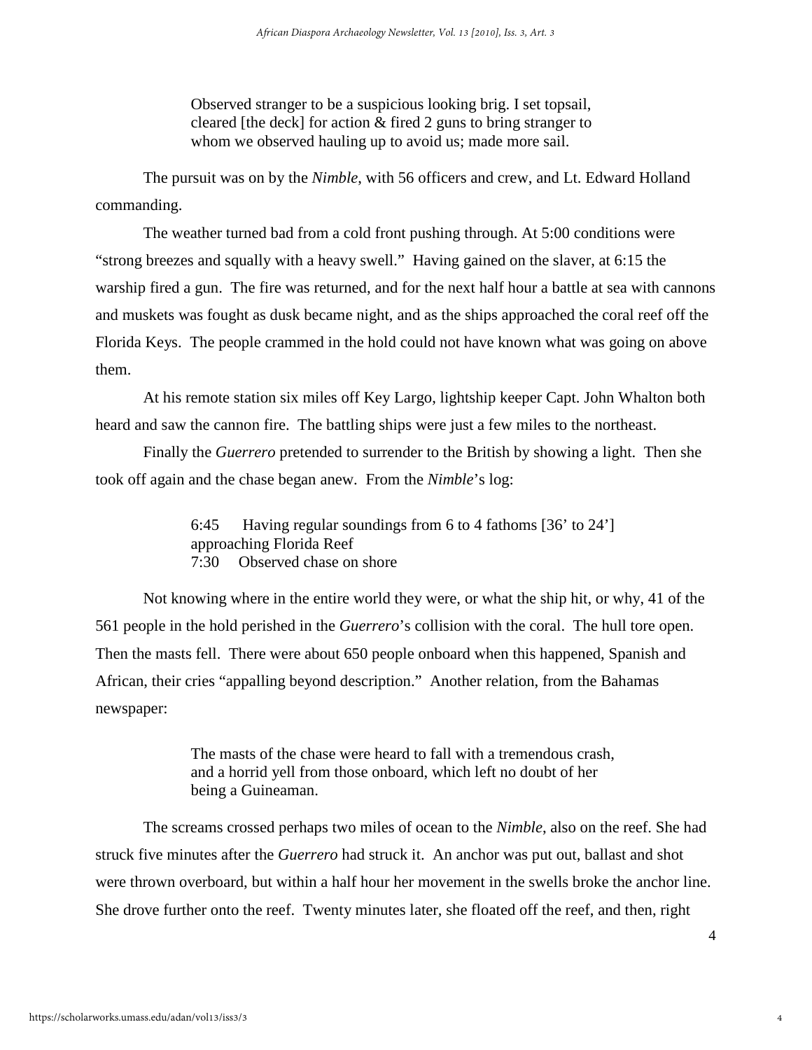> Observed stranger to be a suspicious looking brig. I set topsail, cleared [the deck] for action & fired 2 guns to bring stranger to whom we observed hauling up to avoid us; made more sail.

The pursuit was on by the *Nimble*, with 56 officers and crew, and Lt. Edward Holland commanding.

The weather turned bad from a cold front pushing through. At 5:00 conditions were "strong breezes and squally with a heavy swell." Having gained on the slaver, at 6:15 the warship fired a gun. The fire was returned, and for the next half hour a battle at sea with cannons and muskets was fought as dusk became night, and as the ships approached the coral reef off the Florida Keys. The people crammed in the hold could not have known what was going on above them.

At his remote station six miles off Key Largo, lightship keeper Capt. John Whalton both heard and saw the cannon fire. The battling ships were just a few miles to the northeast.

Finally the *Guerrero* pretended to surrender to the British by showing a light. Then she took off again and the chase began anew. From the *Nimble*'s log:

> 6:45 Having regular soundings from 6 to 4 fathoms [36' to 24'] approaching Florida Reef
> 7:30 Observed chase on shore

Not knowing where in the entire world they were, or what the ship hit, or why, 41 of the 561 people in the hold perished in the *Guerrero*'s collision with the coral. The hull tore open. Then the masts fell. There were about 650 people onboard when this happened, Spanish and African, their cries "appalling beyond description." Another relation, from the Bahamas newspaper:

> The masts of the chase were heard to fall with a tremendous crash, and a horrid yell from those onboard, which left no doubt of her being a Guineaman.

The screams crossed perhaps two miles of ocean to the *Nimble*, also on the reef. She had struck five minutes after the *Guerrero* had struck it. An anchor was put out, ballast and shot were thrown overboard, but within a half hour her movement in the swells broke the anchor line. She drove further onto the reef. Twenty minutes later, she floated off the reef, and then, right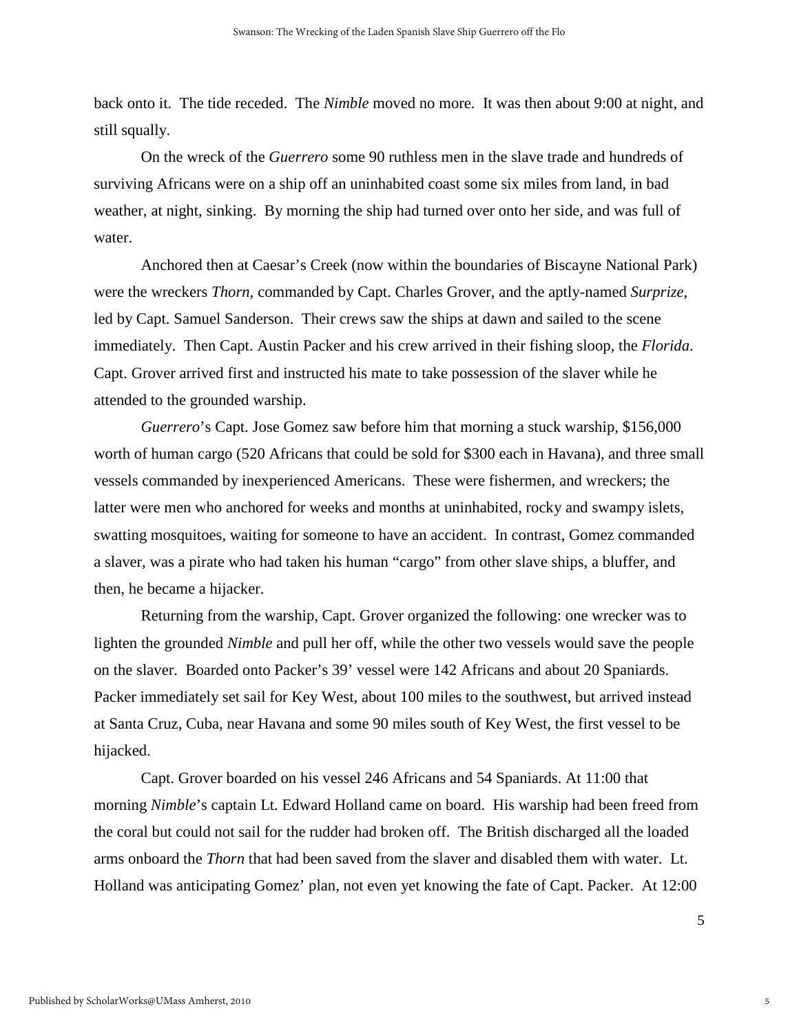back onto it.  The tide receded.  The *Nimble* moved no more.  It was then about 9:00 at night, and still squally.

On the wreck of the *Guerrero* some 90 ruthless men in the slave trade and hundreds of surviving Africans were on a ship off an uninhabited coast some six miles from land, in bad weather, at night, sinking.  By morning the ship had turned over onto her side, and was full of water.

Anchored then at Caesar's Creek (now within the boundaries of Biscayne National Park) were the wreckers *Thorn*, commanded by Capt. Charles Grover, and the aptly-named *Surprize*, led by Capt. Samuel Sanderson.  Their crews saw the ships at dawn and sailed to the scene immediately.  Then Capt. Austin Packer and his crew arrived in their fishing sloop, the *Florida*. Capt. Grover arrived first and instructed his mate to take possession of the slaver while he attended to the grounded warship.

*Guerrero*'s Capt. Jose Gomez saw before him that morning a stuck warship, $156,000 worth of human cargo (520 Africans that could be sold for $300 each in Havana), and three small vessels commanded by inexperienced Americans.  These were fishermen, and wreckers; the latter were men who anchored for weeks and months at uninhabited, rocky and swampy islets, swatting mosquitoes, waiting for someone to have an accident.  In contrast, Gomez commanded a slaver, was a pirate who had taken his human "cargo" from other slave ships, a bluffer, and then, he became a hijacker.

Returning from the warship, Capt. Grover organized the following: one wrecker was to lighten the grounded *Nimble* and pull her off, while the other two vessels would save the people on the slaver.  Boarded onto Packer's 39' vessel were 142 Africans and about 20 Spaniards. Packer immediately set sail for Key West, about 100 miles to the southwest, but arrived instead at Santa Cruz, Cuba, near Havana and some 90 miles south of Key West, the first vessel to be hijacked.

Capt. Grover boarded on his vessel 246 Africans and 54 Spaniards. At 11:00 that morning *Nimble*'s captain Lt. Edward Holland came on board.  His warship had been freed from the coral but could not sail for the rudder had broken off.  The British discharged all the loaded arms onboard the *Thorn* that had been saved from the slaver and disabled them with water.  Lt. Holland was anticipating Gomez' plan, not even yet knowing the fate of Capt. Packer.  At 12:00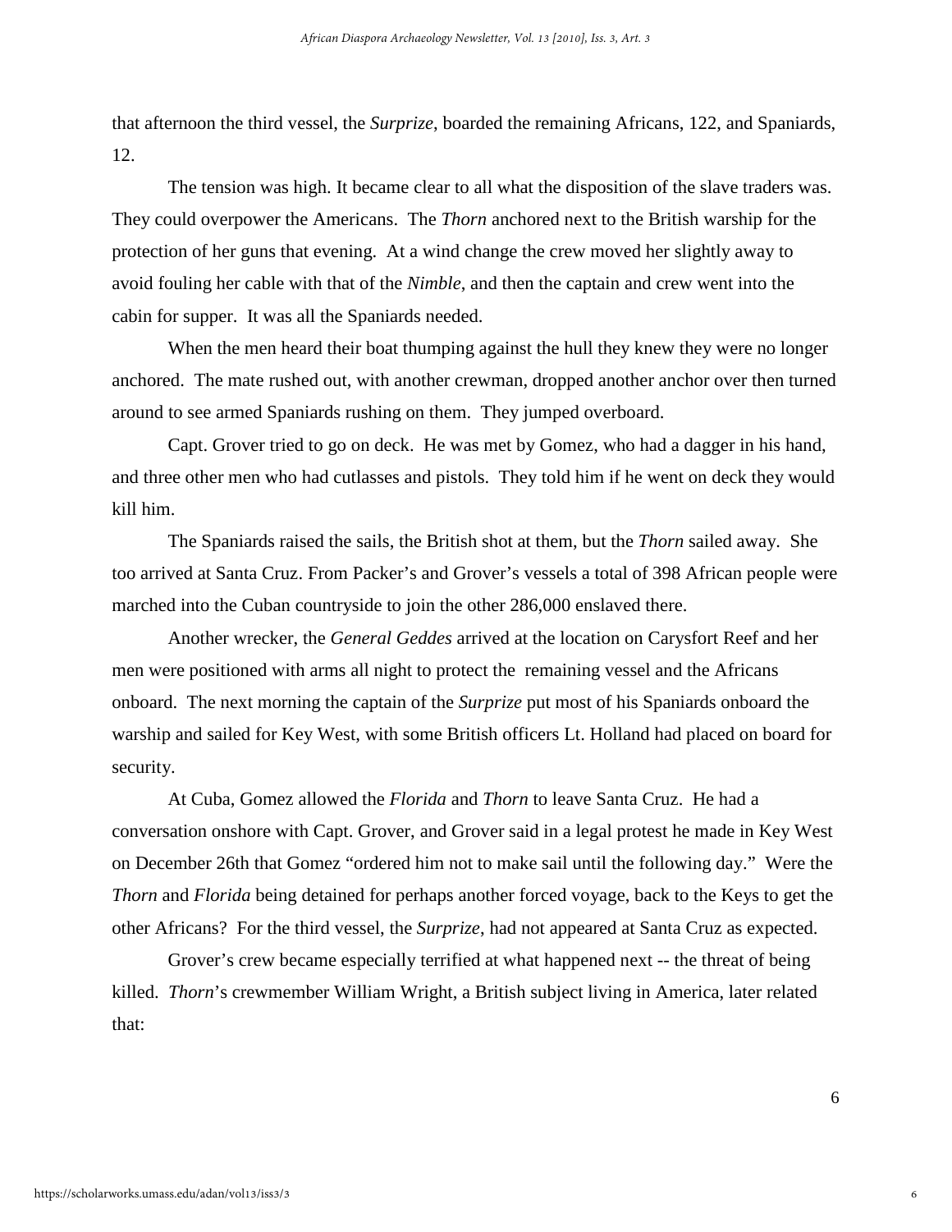that afternoon the third vessel, the *Surprize*, boarded the remaining Africans, 122, and Spaniards, 12.

The tension was high. It became clear to all what the disposition of the slave traders was. They could overpower the Americans. The *Thorn* anchored next to the British warship for the protection of her guns that evening. At a wind change the crew moved her slightly away to avoid fouling her cable with that of the *Nimble*, and then the captain and crew went into the cabin for supper. It was all the Spaniards needed.

When the men heard their boat thumping against the hull they knew they were no longer anchored. The mate rushed out, with another crewman, dropped another anchor over then turned around to see armed Spaniards rushing on them. They jumped overboard.

Capt. Grover tried to go on deck. He was met by Gomez, who had a dagger in his hand, and three other men who had cutlasses and pistols. They told him if he went on deck they would kill him.

The Spaniards raised the sails, the British shot at them, but the *Thorn* sailed away. She too arrived at Santa Cruz. From Packer's and Grover's vessels a total of 398 African people were marched into the Cuban countryside to join the other 286,000 enslaved there.

Another wrecker, the *General Geddes* arrived at the location on Carysfort Reef and her men were positioned with arms all night to protect the remaining vessel and the Africans onboard. The next morning the captain of the *Surprize* put most of his Spaniards onboard the warship and sailed for Key West, with some British officers Lt. Holland had placed on board for security.

At Cuba, Gomez allowed the *Florida* and *Thorn* to leave Santa Cruz. He had a conversation onshore with Capt. Grover, and Grover said in a legal protest he made in Key West on December 26th that Gomez "ordered him not to make sail until the following day." Were the *Thorn* and *Florida* being detained for perhaps another forced voyage, back to the Keys to get the other Africans? For the third vessel, the *Surprize*, had not appeared at Santa Cruz as expected.

Grover's crew became especially terrified at what happened next -- the threat of being killed. *Thorn*'s crewmember William Wright, a British subject living in America, later related that: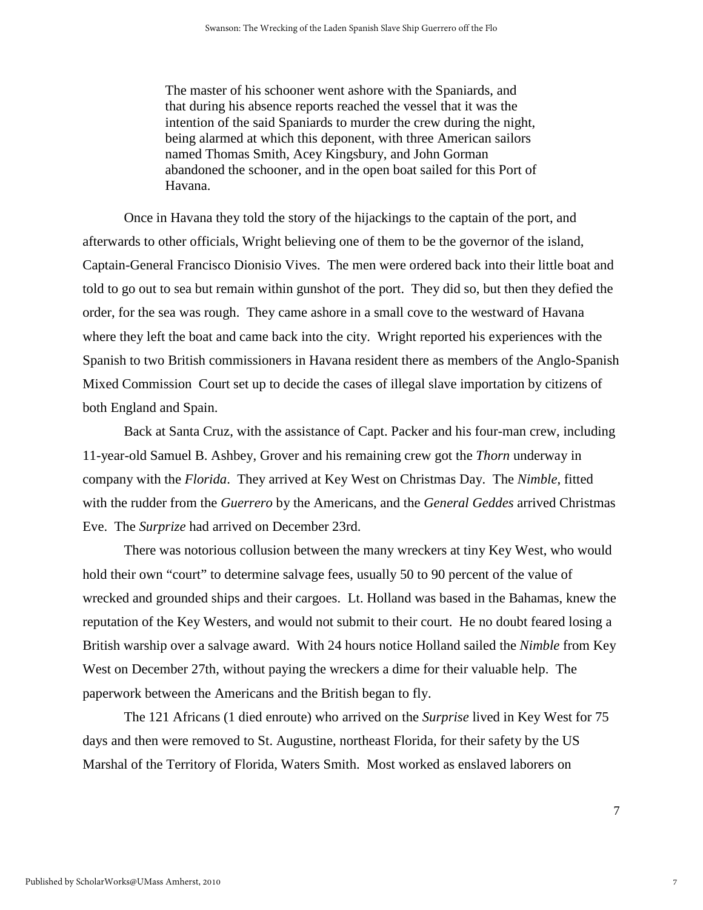> The master of his schooner went ashore with the Spaniards, and that during his absence reports reached the vessel that it was the intention of the said Spaniards to murder the crew during the night, being alarmed at which this deponent, with three American sailors named Thomas Smith, Acey Kingsbury, and John Gorman abandoned the schooner, and in the open boat sailed for this Port of Havana.

Once in Havana they told the story of the hijackings to the captain of the port, and afterwards to other officials, Wright believing one of them to be the governor of the island, Captain-General Francisco Dionisio Vives. The men were ordered back into their little boat and told to go out to sea but remain within gunshot of the port. They did so, but then they defied the order, for the sea was rough. They came ashore in a small cove to the westward of Havana where they left the boat and came back into the city. Wright reported his experiences with the Spanish to two British commissioners in Havana resident there as members of the Anglo-Spanish Mixed Commission Court set up to decide the cases of illegal slave importation by citizens of both England and Spain.

Back at Santa Cruz, with the assistance of Capt. Packer and his four-man crew, including 11-year-old Samuel B. Ashbey, Grover and his remaining crew got the *Thorn* underway in company with the *Florida*. They arrived at Key West on Christmas Day. The *Nimble*, fitted with the rudder from the *Guerrero* by the Americans, and the *General Geddes* arrived Christmas Eve. The *Surprize* had arrived on December 23rd.

There was notorious collusion between the many wreckers at tiny Key West, who would hold their own "court" to determine salvage fees, usually 50 to 90 percent of the value of wrecked and grounded ships and their cargoes. Lt. Holland was based in the Bahamas, knew the reputation of the Key Westers, and would not submit to their court. He no doubt feared losing a British warship over a salvage award. With 24 hours notice Holland sailed the *Nimble* from Key West on December 27th, without paying the wreckers a dime for their valuable help. The paperwork between the Americans and the British began to fly.

The 121 Africans (1 died enroute) who arrived on the *Surprise* lived in Key West for 75 days and then were removed to St. Augustine, northeast Florida, for their safety by the US Marshal of the Territory of Florida, Waters Smith. Most worked as enslaved laborers on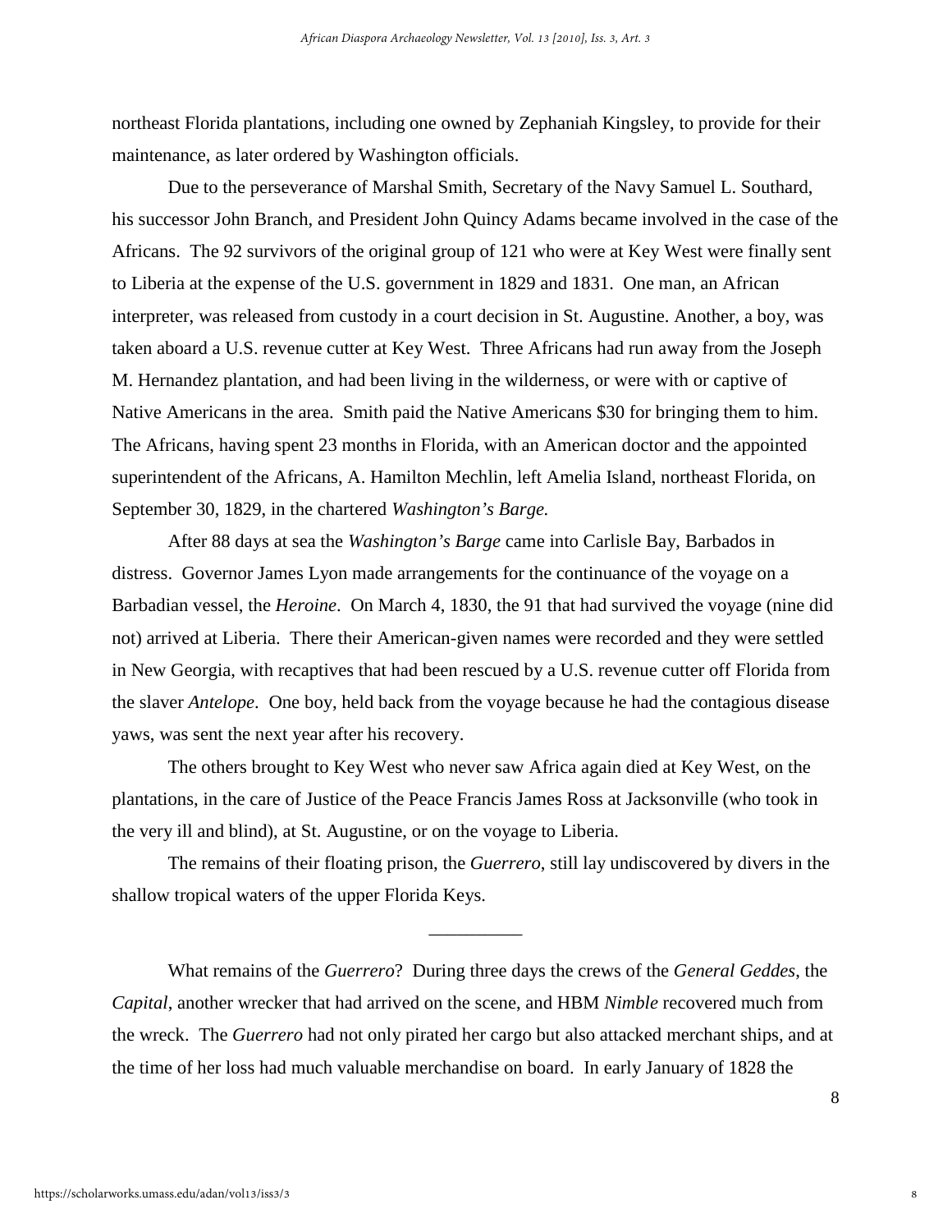northeast Florida plantations, including one owned by Zephaniah Kingsley, to provide for their maintenance, as later ordered by Washington officials.

Due to the perseverance of Marshal Smith, Secretary of the Navy Samuel L. Southard, his successor John Branch, and President John Quincy Adams became involved in the case of the Africans. The 92 survivors of the original group of 121 who were at Key West were finally sent to Liberia at the expense of the U.S. government in 1829 and 1831. One man, an African interpreter, was released from custody in a court decision in St. Augustine. Another, a boy, was taken aboard a U.S. revenue cutter at Key West. Three Africans had run away from the Joseph M. Hernandez plantation, and had been living in the wilderness, or were with or captive of Native Americans in the area. Smith paid the Native Americans $30 for bringing them to him. The Africans, having spent 23 months in Florida, with an American doctor and the appointed superintendent of the Africans, A. Hamilton Mechlin, left Amelia Island, northeast Florida, on September 30, 1829, in the chartered *Washington's Barge.*

After 88 days at sea the *Washington's Barge* came into Carlisle Bay, Barbados in distress. Governor James Lyon made arrangements for the continuance of the voyage on a Barbadian vessel, the *Heroine*. On March 4, 1830, the 91 that had survived the voyage (nine did not) arrived at Liberia. There their American-given names were recorded and they were settled in New Georgia, with recaptives that had been rescued by a U.S. revenue cutter off Florida from the slaver *Antelope*. One boy, held back from the voyage because he had the contagious disease yaws, was sent the next year after his recovery.

The others brought to Key West who never saw Africa again died at Key West, on the plantations, in the care of Justice of the Peace Francis James Ross at Jacksonville (who took in the very ill and blind), at St. Augustine, or on the voyage to Liberia.

The remains of their floating prison, the *Guerrero*, still lay undiscovered by divers in the shallow tropical waters of the upper Florida Keys.

---

What remains of the *Guerrero*? During three days the crews of the *General Geddes*, the *Capital*, another wrecker that had arrived on the scene, and HBM *Nimble* recovered much from the wreck. The *Guerrero* had not only pirated her cargo but also attacked merchant ships, and at the time of her loss had much valuable merchandise on board. In early January of 1828 the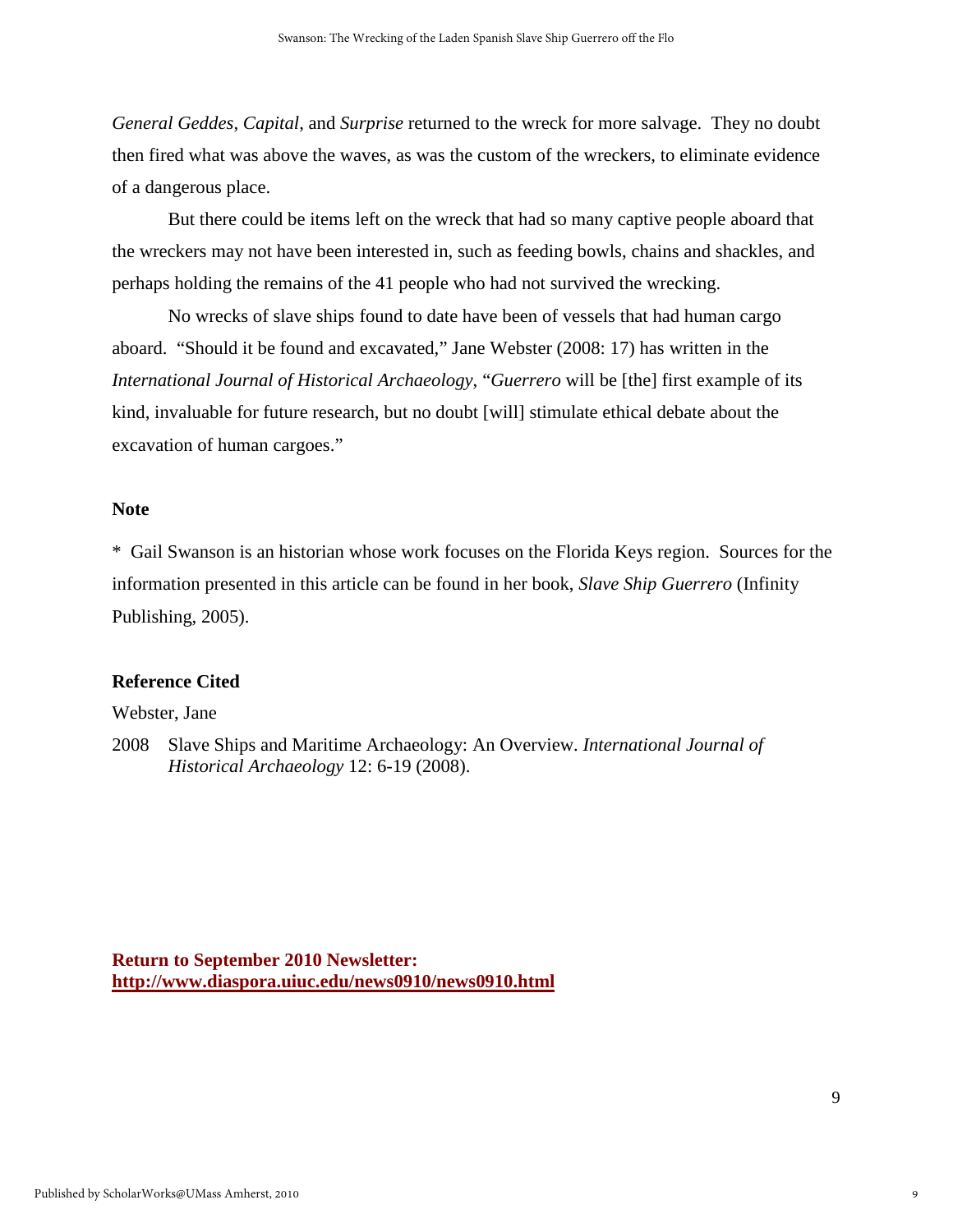*General Geddes*, *Capital*, and *Surprise* returned to the wreck for more salvage. They no doubt then fired what was above the waves, as was the custom of the wreckers, to eliminate evidence of a dangerous place.

But there could be items left on the wreck that had so many captive people aboard that the wreckers may not have been interested in, such as feeding bowls, chains and shackles, and perhaps holding the remains of the 41 people who had not survived the wrecking.

No wrecks of slave ships found to date have been of vessels that had human cargo aboard. "Should it be found and excavated," Jane Webster (2008: 17) has written in the *International Journal of Historical Archaeology*, "*Guerrero* will be [the] first example of its kind, invaluable for future research, but no doubt [will] stimulate ethical debate about the excavation of human cargoes."

## Note

* Gail Swanson is an historian whose work focuses on the Florida Keys region. Sources for the information presented in this article can be found in her book, *Slave Ship Guerrero* (Infinity Publishing, 2005).

## Reference Cited

Webster, Jane

2008 Slave Ships and Maritime Archaeology: An Overview. *International Journal of Historical Archaeology* 12: 6-19 (2008).

**Return to September 2010 Newsletter:**
**http://www.diaspora.uiuc.edu/news0910/news0910.html**

Published by ScholarWorks@UMass Amherst, 2010